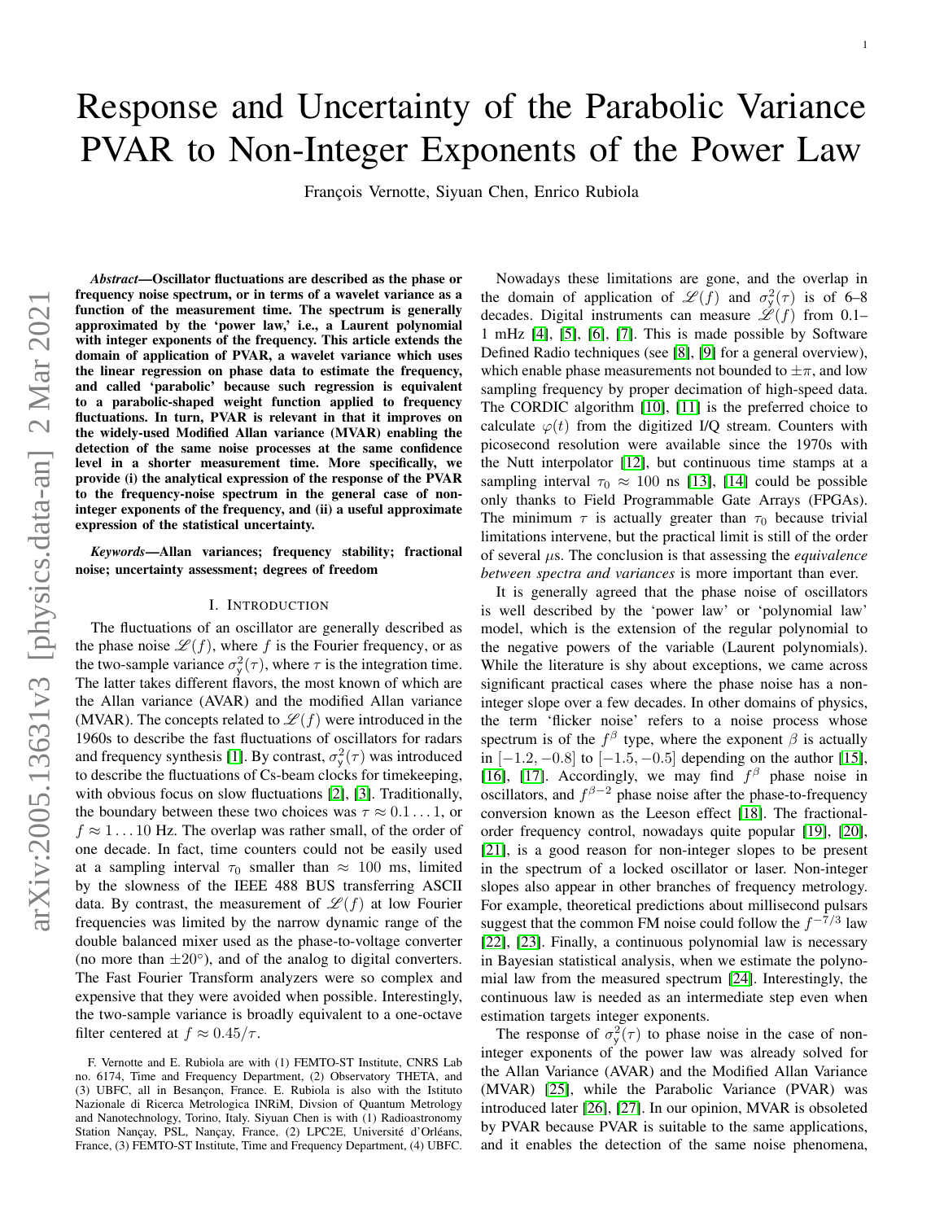# Response and Uncertainty of the Parabolic Variance PVAR to Non-Integer Exponents of the Power Law

François Vernotte, Siyuan Chen, Enrico Rubiola

***Abstract*—Oscillator fluctuations are described as the phase or frequency noise spectrum, or in terms of a wavelet variance as a function of the measurement time. The spectrum is generally approximated by the 'power law,' i.e., a Laurent polynomial with integer exponents of the frequency. This article extends the domain of application of PVAR, a wavelet variance which uses the linear regression on phase data to estimate the frequency, and called 'parabolic' because such regression is equivalent to a parabolic-shaped weight function applied to frequency fluctuations. In turn, PVAR is relevant in that it improves on the widely-used Modified Allan variance (MVAR) enabling the detection of the same noise processes at the same confidence level in a shorter measurement time. More specifically, we provide (i) the analytical expression of the response of the PVAR to the frequency-noise spectrum in the general case of non-integer exponents of the frequency, and (ii) a useful approximate expression of the statistical uncertainty.**

***Keywords*—Allan variances; frequency stability; fractional noise; uncertainty assessment; degrees of freedom**

## I. Introduction

The fluctuations of an oscillator are generally described as the phase noise $\mathscr{L}(f)$, where $f$ is the Fourier frequency, or as the two-sample variance $\sigma_y^2(\tau)$, where $\tau$ is the integration time. The latter takes different flavors, the most known of which are the Allan variance (AVAR) and the modified Allan variance (MVAR). The concepts related to $\mathscr{L}(f)$ were introduced in the 1960s to describe the fast fluctuations of oscillators for radars and frequency synthesis [1]. By contrast, $\sigma_y^2(\tau)$ was introduced to describe the fluctuations of Cs-beam clocks for timekeeping, with obvious focus on slow fluctuations [2], [3]. Traditionally, the boundary between these two choices was $\tau \approx 0.1 \ldots 1$, or $f \approx 1 \ldots 10$ Hz. The overlap was rather small, of the order of one decade. In fact, time counters could not be easily used at a sampling interval $\tau_0$ smaller than $\approx$ 100 ms, limited by the slowness of the IEEE 488 BUS transferring ASCII data. By contrast, the measurement of $\mathscr{L}(f)$ at low Fourier frequencies was limited by the narrow dynamic range of the double balanced mixer used as the phase-to-voltage converter (no more than $\pm 20^\circ$), and of the analog to digital converters. The Fast Fourier Transform analyzers were so complex and expensive that they were avoided when possible. Interestingly, the two-sample variance is broadly equivalent to a one-octave filter centered at $f \approx 0.45/\tau$.

Nowadays these limitations are gone, and the overlap in the domain of application of $\mathscr{L}(f)$ and $\sigma_y^2(\tau)$ is of 6–8 decades. Digital instruments can measure $\mathscr{L}(f)$ from 0.1–1 mHz [4], [5], [6], [7]. This is made possible by Software Defined Radio techniques (see [8], [9] for a general overview), which enable phase measurements not bounded to $\pm\pi$, and low sampling frequency by proper decimation of high-speed data. The CORDIC algorithm [10], [11] is the preferred choice to calculate $\varphi(t)$ from the digitized I/Q stream. Counters with picosecond resolution were available since the 1970s with the Nutt interpolator [12], but continuous time stamps at a sampling interval $\tau_0 \approx 100$ ns [13], [14] could be possible only thanks to Field Programmable Gate Arrays (FPGAs). The minimum $\tau$ is actually greater than $\tau_0$ because trivial limitations intervene, but the practical limit is still of the order of several $\mu$s. The conclusion is that assessing the *equivalence between spectra and variances* is more important than ever.

It is generally agreed that the phase noise of oscillators is well described by the 'power law' or 'polynomial law' model, which is the extension of the regular polynomial to the negative powers of the variable (Laurent polynomials). While the literature is shy about exceptions, we came across significant practical cases where the phase noise has a non-integer slope over a few decades. In other domains of physics, the term 'flicker noise' refers to a noise process whose spectrum is of the $f^\beta$ type, where the exponent $\beta$ is actually in $[-1.2, -0.8]$ to $[-1.5, -0.5]$ depending on the author [15], [16], [17]. Accordingly, we may find $f^\beta$ phase noise in oscillators, and $f^{\beta-2}$ phase noise after the phase-to-frequency conversion known as the Leeson effect [18]. The fractional-order frequency control, nowadays quite popular [19], [20], [21], is a good reason for non-integer slopes to be present in the spectrum of a locked oscillator or laser. Non-integer slopes also appear in other branches of frequency metrology. For example, theoretical predictions about millisecond pulsars suggest that the common FM noise could follow the $f^{-7/3}$ law [22], [23]. Finally, a continuous polynomial law is necessary in Bayesian statistical analysis, when we estimate the polynomial law from the measured spectrum [24]. Interestingly, the continuous law is needed as an intermediate step even when estimation targets integer exponents.

The response of $\sigma_y^2(\tau)$ to phase noise in the case of non-integer exponents of the power law was already solved for the Allan Variance (AVAR) and the Modified Allan Variance (MVAR) [25], while the Parabolic Variance (PVAR) was introduced later [26], [27]. In our opinion, MVAR is obsoleted by PVAR because PVAR is suitable to the same applications, and it enables the detection of the same noise phenomena,

F. Vernotte and E. Rubiola are with (1) FEMTO-ST Institute, CNRS Lab no. 6174, Time and Frequency Department, (2) Observatory THETA, and (3) UBFC, all in Besançon, France. E. Rubiola is also with the Istituto Nazionale di Ricerca Metrologica INRiM, Divsion of Quantum Metrology and Nanotechnology, Torino, Italy. Siyuan Chen is with (1) Radioastronomy Station Nançay, PSL, Nançay, France, (2) LPC2E, Université d'Orléans, France, (3) FEMTO-ST Institute, Time and Frequency Department, (4) UBFC.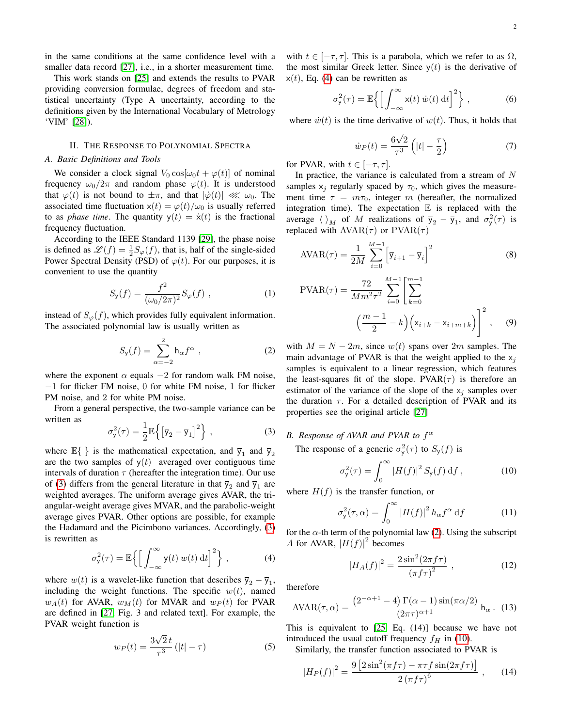in the same conditions at the same confidence level with a smaller data record [27], i.e., in a shorter measurement time.

This work stands on [25] and extends the results to PVAR providing conversion formulae, degrees of freedom and statistical uncertainty (Type A uncertainty, according to the definitions given by the International Vocabulary of Metrology 'VIM' [28]).

## II. The Response to Polynomial Spectra

### A. Basic Definitions and Tools

We consider a clock signal $V_0 \cos[\omega_0 t + \varphi(t)]$ of nominal frequency $\omega_0/2\pi$ and random phase $\varphi(t)$. It is understood that $\varphi(t)$ is not bound to $\pm\pi$, and that $|\dot{\varphi}(t)| \lll \omega_0$. The associated time fluctuation $\mathsf{x}(t) = \varphi(t)/\omega_0$ is usually referred to as *phase time*. The quantity $\mathsf{y}(t) = \dot{\mathsf{x}}(t)$ is the fractional frequency fluctuation.

According to the IEEE Standard 1139 [29], the phase noise is defined as $\mathscr{L}(f) = \frac{1}{2}S_\varphi(f)$, that is, half of the single-sided Power Spectral Density (PSD) of $\varphi(t)$. For our purposes, it is convenient to use the quantity

$$S_\mathsf{y}(f) = \frac{f^2}{(\omega_0/2\pi)^2} S_\varphi(f) \ , \tag{1}$$

instead of $S_\varphi(f)$, which provides fully equivalent information. The associated polynomial law is usually written as

$$S_\mathsf{y}(f) = \sum_{\alpha=-2}^{2} \mathsf{h}_\alpha f^\alpha \ , \tag{2}$$

where the exponent $\alpha$ equals $-2$ for random walk FM noise, $-1$ for flicker FM noise, 0 for white FM noise, 1 for flicker PM noise, and 2 for white PM noise.

From a general perspective, the two-sample variance can be written as

$$\sigma^2_\mathsf{y}(\tau) = \frac{1}{2}\mathbb{E}\Big\{\big[\overline{\mathsf{y}}_2 - \overline{\mathsf{y}}_1\big]^2\Big\} \ , \tag{3}$$

where $\mathbb{E}\{\ \}$ is the mathematical expectation, and $\overline{\mathsf{y}}_1$ and $\overline{\mathsf{y}}_2$ are the two samples of $\mathsf{y}(t)$ averaged over contiguous time intervals of duration $\tau$ (hereafter the integration time). Our use of (3) differs from the general literature in that $\overline{\mathsf{y}}_2$ and $\overline{\mathsf{y}}_1$ are weighted averages. The uniform average gives AVAR, the triangular-weight average gives MVAR, and the parabolic-weight average gives PVAR. Other options are possible, for example the Hadamard and the Picimbono variances. Accordingly, (3) is rewritten as

$$\sigma^2_\mathsf{y}(\tau) = \mathbb{E}\Big\{\Big[\int_{-\infty}^{\infty} \mathsf{y}(t)\, w(t)\, \mathrm{d}t\Big]^2\Big\} \ , \tag{4}$$

where $w(t)$ is a wavelet-like function that describes $\overline{\mathsf{y}}_2 - \overline{\mathsf{y}}_1$, including the weight functions. The specific $w(t)$, named $w_A(t)$ for AVAR, $w_M(t)$ for MVAR and $w_P(t)$ for PVAR are defined in [27, Fig. 3 and related text]. For example, the PVAR weight function is

$$w_P(t) = \frac{3\sqrt{2}\, t}{\tau^3}\left(|t| - \tau\right) \tag{5}$$

with $t \in [-\tau, \tau]$. This is a parabola, which we refer to as $\Omega$, the most similar Greek letter. Since $\mathsf{y}(t)$ is the derivative of $\mathsf{x}(t)$, Eq. (4) can be rewritten as

$$\sigma^2_\mathsf{y}(\tau) = \mathbb{E}\Big\{\Big[\int_{-\infty}^{\infty} \mathsf{x}(t)\, \dot{w}(t)\, \mathrm{d}t\Big]^2\Big\} \ , \tag{6}$$

where $\dot{w}(t)$ is the time derivative of $w(t)$. Thus, it holds that

$$\dot{w}_P(t) = \frac{6\sqrt{2}}{\tau^3}\left(|t| - \frac{\tau}{2}\right) \tag{7}$$

for PVAR, with $t \in [-\tau, \tau]$.

In practice, the variance is calculated from a stream of $N$ samples $\mathsf{x}_j$ regularly spaced by $\tau_0$, which gives the measurement time $\tau = m\tau_0$, integer $m$ (hereafter, the normalized integration time). The expectation $\mathbb{E}$ is replaced with the average $\langle\ \rangle_M$ of $M$ realizations of $\overline{\mathsf{y}}_2 - \overline{\mathsf{y}}_1$, and $\sigma^2_\mathsf{y}(\tau)$ is replaced with $\mathrm{AVAR}(\tau)$ or $\mathrm{PVAR}(\tau)$

$$\mathrm{AVAR}(\tau) = \frac{1}{2M}\sum_{i=0}^{M-1}\Big[\overline{\mathsf{y}}_{i+1} - \overline{\mathsf{y}}_i\Big]^2 \tag{8}$$

$$\mathrm{PVAR}(\tau) = \frac{72}{Mm^2\tau^2}\sum_{i=0}^{M-1}\Bigg[\sum_{k=0}^{m-1}\Big(\frac{m-1}{2} - k\Big)\Big(\mathsf{x}_{i+k} - \mathsf{x}_{i+m+k}\Big)\Bigg]^2 \ , \tag{9}$$

with $M = N - 2m$, since $w(t)$ spans over $2m$ samples. The main advantage of PVAR is that the weight applied to the $\mathsf{x}_j$ samples is equivalent to a linear regression, which features the least-squares fit of the slope. $\mathrm{PVAR}(\tau)$ is therefore an estimator of the variance of the slope of the $\mathsf{x}_j$ samples over the duration $\tau$. For a detailed description of PVAR and its properties see the original article [27]

### B. Response of AVAR and PVAR to $f^\alpha$

The response of a generic $\sigma^2_\mathsf{y}(\tau)$ to $S_\mathsf{y}(f)$ is

$$\sigma^2_\mathsf{y}(\tau) = \int_0^\infty |H(f)|^2\, S_\mathsf{y}(f)\, \mathrm{d}f \ , \tag{10}$$

where $H(f)$ is the transfer function, or

$$\sigma^2_\mathsf{y}(\tau, \alpha) = \int_0^\infty |H(f)|^2\, h_\alpha f^\alpha\, \mathrm{d}f \tag{11}$$

for the $\alpha$-th term of the polynomial law (2). Using the subscript $A$ for AVAR, $|H(f)|^2$ becomes

$$|H_A(f)|^2 = \frac{2\sin^2(2\pi f\tau)}{(\pi f\tau)^2} \ , \tag{12}$$

therefore

$$\mathrm{AVAR}(\tau, \alpha) = \frac{\left(2^{-\alpha+1} - 4\right)\Gamma(\alpha - 1)\sin(\pi\alpha/2)}{(2\pi\tau)^{\alpha+1}}\, \mathsf{h}_\alpha \ . \tag{13}$$

This is equivalent to [25, Eq. (14)] because we have not introduced the usual cutoff frequency $f_H$ in (10).

Similarly, the transfer function associated to PVAR is

$$|H_P(f)|^2 = \frac{9\left[2\sin^2(\pi f\tau) - \pi\tau f\sin(2\pi f\tau)\right]}{2\,(\pi f\tau)^6} \ , \tag{14}$$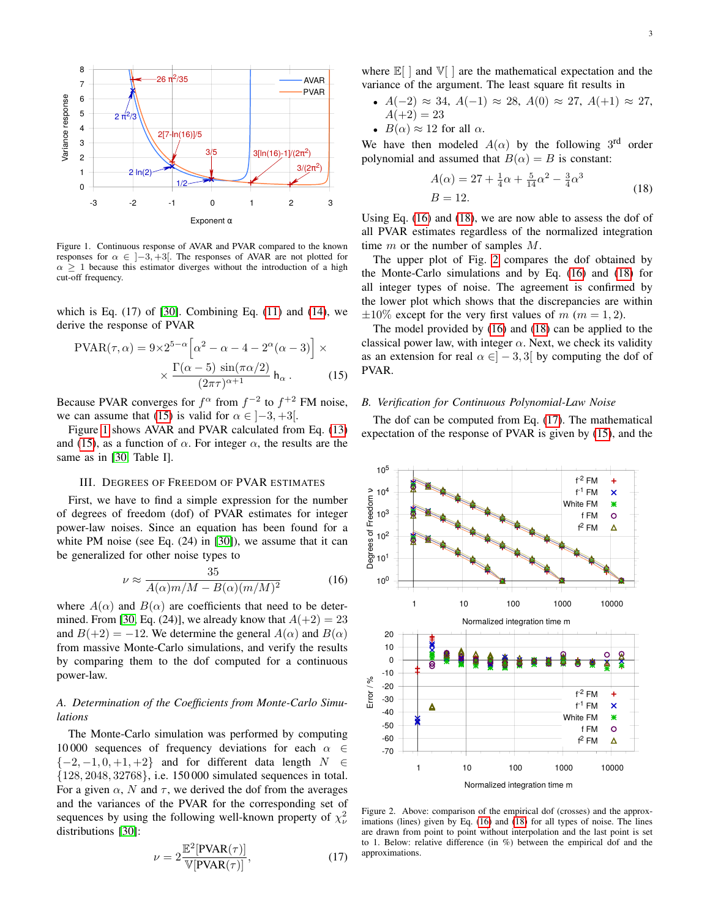Figure 1. Continuous response of AVAR and PVAR compared to the known responses for $\alpha \in ]-3, +3[$. The responses of AVAR are not plotted for $\alpha \geq 1$ because this estimator diverges without the introduction of a high cut-off frequency.

which is Eq. (17) of [30]. Combining Eq. (11) and (14), we derive the response of PVAR

$$\mathrm{PVAR}(\tau, \alpha) = 9{\times}2^{5-\alpha}\Big[\alpha^2 - \alpha - 4 - 2^\alpha(\alpha-3)\Big] \times \\ \times \frac{\Gamma(\alpha-5)\,\sin(\pi\alpha/2)}{(2\pi\tau)^{\alpha+1}}\,\mathsf{h}_\alpha\,. \tag{15}$$

Because PVAR converges for $f^\alpha$ from $f^{-2}$ to $f^{+2}$ FM noise, we can assume that (15) is valid for $\alpha \in ]-3, +3[$.

Figure 1 shows AVAR and PVAR calculated from Eq. (13) and (15), as a function of $\alpha$. For integer $\alpha$, the results are the same as in [30, Table I].

## III. Degrees of Freedom of PVAR Estimates

First, we have to find a simple expression for the number of degrees of freedom (dof) of PVAR estimates for integer power-law noises. Since an equation has been found for a white PM noise (see Eq. (24) in [30]), we assume that it can be generalized for other noise types to

$$\nu \approx \frac{35}{A(\alpha)m/M - B(\alpha)(m/M)^2} \tag{16}$$

where $A(\alpha)$ and $B(\alpha)$ are coefficients that need to be determined. From [30, Eq. (24)], we already know that $A(+2) = 23$ and $B(+2) = -12$. We determine the general $A(\alpha)$ and $B(\alpha)$ from massive Monte-Carlo simulations, and verify the results by comparing them to the dof computed for a continuous power-law.

### A. Determination of the Coefficients from Monte-Carlo Simulations

The Monte-Carlo simulation was performed by computing 10 000 sequences of frequency deviations for each $\alpha \in \{-2, -1, 0, +1, +2\}$ and for different data length $N \in \{128, 2048, 32768\}$, i.e. 150 000 simulated sequences in total. For a given $\alpha$, $N$ and $\tau$, we derived the dof from the averages and the variances of the PVAR for the corresponding set of sequences by using the following well-known property of $\chi^2_\nu$ distributions [30]:

$$\nu = 2\frac{\mathbb{E}^2[\mathrm{PVAR}(\tau)]}{\mathbb{V}[\mathrm{PVAR}(\tau)]}, \tag{17}$$

where $\mathbb{E}[\,]$ and $\mathbb{V}[\,]$ are the mathematical expectation and the variance of the argument. The least square fit results in

- $A(-2) \approx 34$, $A(-1) \approx 28$, $A(0) \approx 27$, $A(+1) \approx 27$, $A(+2) = 23$
- $B(\alpha) \approx 12$ for all $\alpha$.

We have then modeled $A(\alpha)$ by the following 3[rd] order polynomial and assumed that $B(\alpha) = B$ is constant:

$$A(\alpha) = 27 + \tfrac{1}{4}\alpha + \tfrac{5}{14}\alpha^2 - \tfrac{3}{4}\alpha^3 \\ B = 12. \tag{18}$$

Using Eq. (16) and (18), we are now able to assess the dof of all PVAR estimates regardless of the normalized integration time $m$ or the number of samples $M$.

The upper plot of Fig. 2 compares the dof obtained by the Monte-Carlo simulations and by Eq. (16) and (18) for all integer types of noise. The agreement is confirmed by the lower plot which shows that the discrepancies are within $\pm 10\%$ except for the very first values of $m$ ($m = 1, 2$).

The model provided by (16) and (18) can be applied to the classical power law, with integer $\alpha$. Next, we check its validity as an extension for real $\alpha \in ]-3, 3[$ by computing the dof of PVAR.

### B. Verification for Continuous Polynomial-Law Noise

The dof can be computed from Eq. (17). The mathematical expectation of the response of PVAR is given by (15), and the

Figure 2. Above: comparison of the empirical dof (crosses) and the approximations (lines) given by Eq. (16) and (18) for all types of noise. The lines are drawn from point to point without interpolation and the last point is set to 1. Below: relative difference (in %) between the empirical dof and the approximations.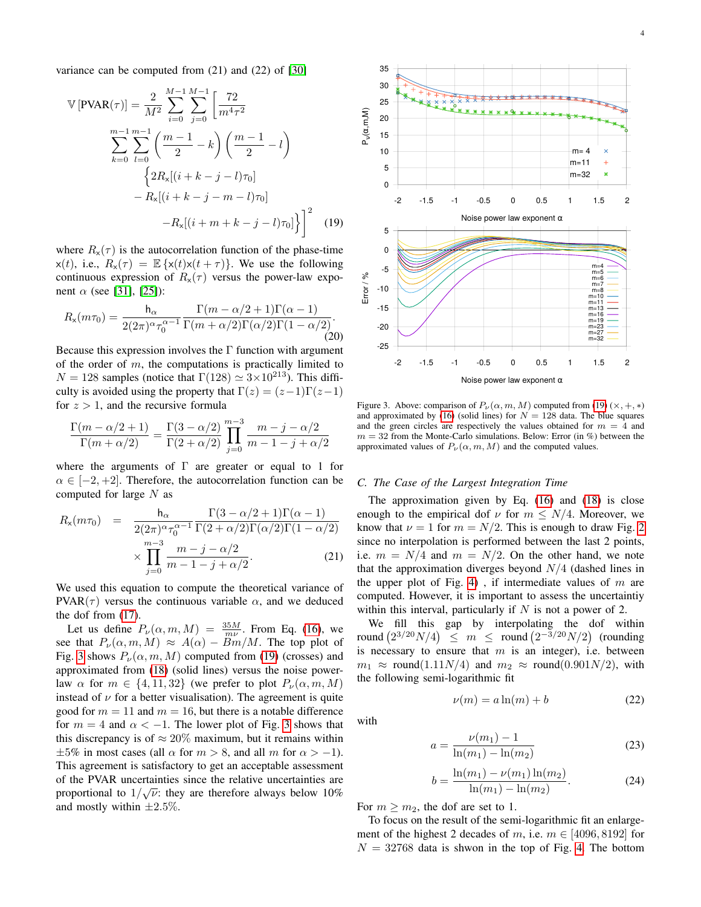variance can be computed from (21) and (22) of [30]

$$\mathbb{V}\left[\text{PVAR}(\tau)\right] = \frac{2}{M^2} \sum_{i=0}^{M-1} \sum_{j=0}^{M-1} \left[ \frac{72}{m^4 \tau^2} \sum_{k=0}^{m-1} \sum_{l=0}^{m-1} \left( \frac{m-1}{2} - k \right) \left( \frac{m-1}{2} - l \right) \Big\{ 2R_{\mathsf{x}}[(i+k-j-l)\tau_0] - R_{\mathsf{x}}[(i+k-j-m-l)\tau_0] - R_{\mathsf{x}}[(i+m+k-j-l)\tau_0] \Big\} \right]^2 \quad (19)$$

where $R_{\mathsf{x}}(\tau)$ is the autocorrelation function of the phase-time $\mathsf{x}(t)$, i.e., $R_{\mathsf{x}}(\tau) = \mathbb{E}\{\mathsf{x}(t)\mathsf{x}(t+\tau)\}$. We use the following continuous expression of $R_{\mathsf{x}}(\tau)$ versus the power-law exponent $\alpha$ (see [31], [25]):

$$R_{\mathsf{x}}(m\tau_0) = \frac{\mathsf{h}_\alpha}{2(2\pi)^\alpha \tau_0^{\alpha-1}} \frac{\Gamma(m-\alpha/2+1)\Gamma(\alpha-1)}{\Gamma(m+\alpha/2)\Gamma(\alpha/2)\Gamma(1-\alpha/2)}. \quad (20)$$

Because this expression involves the $\Gamma$ function with argument of the order of $m$, the computations is practically limited to $N = 128$ samples (notice that $\Gamma(128) \simeq 3\times 10^{213}$). This difficulty is avoided using the property that $\Gamma(z) = (z-1)\Gamma(z-1)$ for $z > 1$, and the recursive formula

$$\frac{\Gamma(m-\alpha/2+1)}{\Gamma(m+\alpha/2)} = \frac{\Gamma(3-\alpha/2)}{\Gamma(2+\alpha/2)} \prod_{j=0}^{m-3} \frac{m-j-\alpha/2}{m-1-j+\alpha/2}$$

where the arguments of $\Gamma$ are greater or equal to 1 for $\alpha \in [-2, +2]$. Therefore, the autocorrelation function can be computed for large $N$ as

$$R_{\mathsf{x}}(m\tau_0) = \frac{\mathsf{h}_\alpha}{2(2\pi)^\alpha \tau_0^{\alpha-1}} \frac{\Gamma(3-\alpha/2+1)\Gamma(\alpha-1)}{\Gamma(2+\alpha/2)\Gamma(\alpha/2)\Gamma(1-\alpha/2)} \times \prod_{j=0}^{m-3} \frac{m-j-\alpha/2}{m-1-j+\alpha/2}. \quad (21)$$

We used this equation to compute the theoretical variance of PVAR$(\tau)$ versus the continuous variable $\alpha$, and we deduced the dof from (17).

Let us define $P_\nu(\alpha, m, M) = \frac{35M}{m\nu}$. From Eq. (16), we see that $P_\nu(\alpha, m, M) \approx A(\alpha) - Bm/M$. The top plot of Fig. 3 shows $P_\nu(\alpha, m, M)$ computed from (19) (crosses) and approximated from (18) (solid lines) versus the noise power-law $\alpha$ for $m \in \{4, 11, 32\}$ (we prefer to plot $P_\nu(\alpha, m, M)$ instead of $\nu$ for a better visualisation). The agreement is quite good for $m = 11$ and $m = 16$, but there is a notable difference for $m = 4$ and $\alpha < -1$. The lower plot of Fig. 3 shows that this discrepancy is of $\approx 20\%$ maximum, but it remains within $\pm 5\%$ in most cases (all $\alpha$ for $m > 8$, and all $m$ for $\alpha > -1$). This agreement is satisfactory to get an acceptable assessment of the PVAR uncertainties since the relative uncertainties are proportional to $1/\sqrt{\nu}$: they are therefore always below 10% and mostly within $\pm 2.5\%$.

Figure 3. Above: comparison of $P_\nu(\alpha, m, M)$ computed from (19) ($\times, +, *$) and approximated by (16) (solid lines) for $N = 128$ data. The blue squares and the green circles are respectively the values obtained for $m = 4$ and $m = 32$ from the Monte-Carlo simulations. Below: Error (in %) between the approximated values of $P_\nu(\alpha, m, M)$ and the computed values.

### C. The Case of the Largest Integration Time

The approximation given by Eq. (16) and (18) is close enough to the empirical dof $\nu$ for $m \le N/4$. Moreover, we know that $\nu = 1$ for $m = N/2$. This is enough to draw Fig. 2 since no interpolation is performed between the last 2 points, i.e. $m = N/4$ and $m = N/2$. On the other hand, we note that the approximation diverges beyond $N/4$ (dashed lines in the upper plot of Fig. 4) , if intermediate values of $m$ are computed. However, it is important to assess the uncertainty within this interval, particularly if $N$ is not a power of 2.

We fill this gap by interpolating the dof within $\text{round}\left(2^{3/20}N/4\right) \le m \le \text{round}\left(2^{-3/20}N/2\right)$ (rounding is necessary to ensure that $m$ is an integer), i.e. between $m_1 \approx \text{round}(1.11N/4)$ and $m_2 \approx \text{round}(0.901N/2)$, with the following semi-logarithmic fit

$$\nu(m) = a\ln(m) + b \quad (22)$$

with

$$a = \frac{\nu(m_1) - 1}{\ln(m_1) - \ln(m_2)} \quad (23)$$

$$b = \frac{\ln(m_1) - \nu(m_1)\ln(m_2)}{\ln(m_1) - \ln(m_2)}. \quad (24)$$

For $m \ge m_2$, the dof are set to 1.

To focus on the result of the semi-logarithmic fit an enlargement of the highest 2 decades of $m$, i.e. $m \in [4096, 8192]$ for $N = 32768$ data is shwon in the top of Fig. 4. The bottom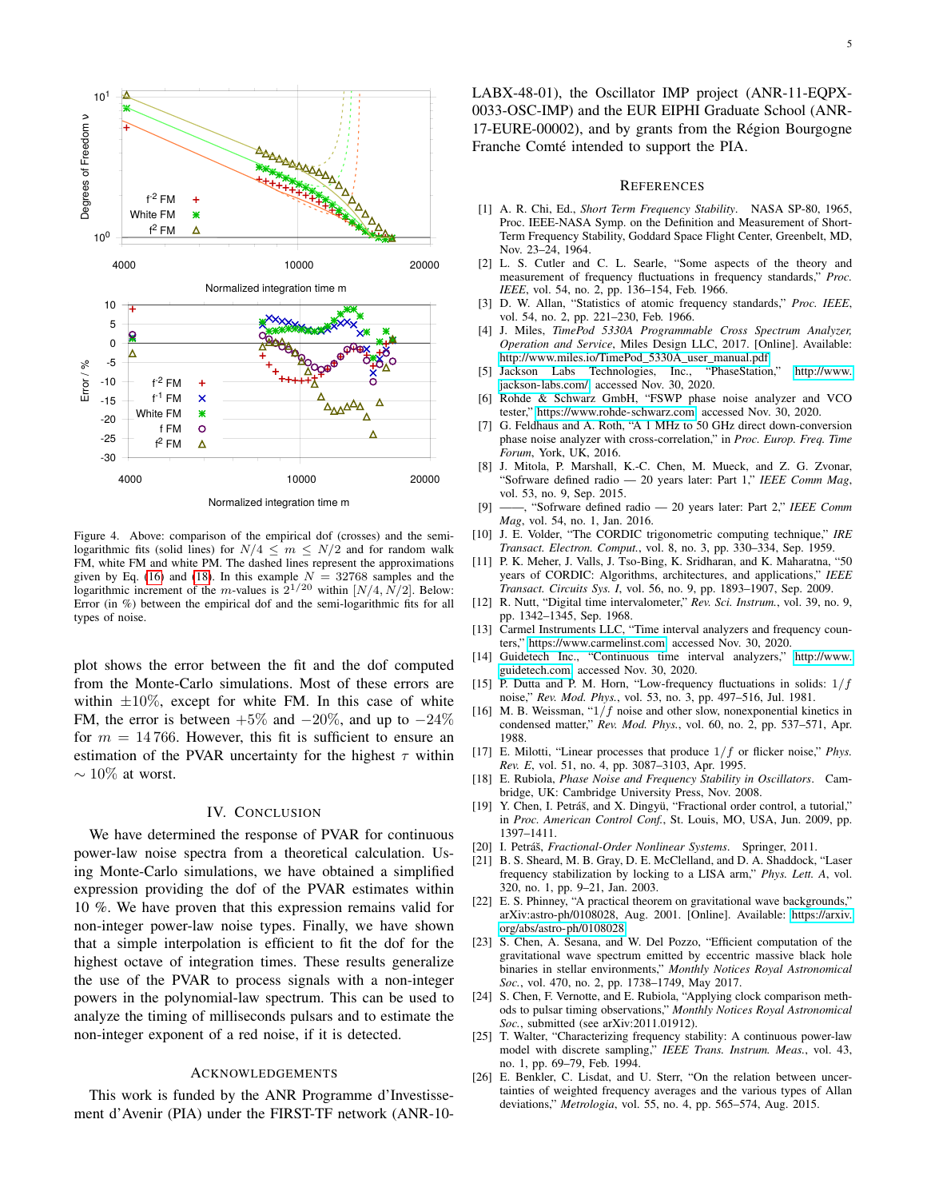Figure 4. Above: comparison of the empirical dof (crosses) and the semi-logarithmic fits (solid lines) for $N/4 \le m \le N/2$ and for random walk FM, white FM and white PM. The dashed lines represent the approximations given by Eq. (16) and (18). In this example $N = 32768$ samples and the logarithmic increment of the $m$-values is $2^{1/20}$ within $[N/4, N/2]$. Below: Error (in %) between the empirical dof and the semi-logarithmic fits for all types of noise.

plot shows the error between the fit and the dof computed from the Monte-Carlo simulations. Most of these errors are within $\pm 10\%$, except for white FM. In this case of white FM, the error is between $+5\%$ and $-20\%$, and up to $-24\%$ for $m = 14\,766$. However, this fit is sufficient to ensure an estimation of the PVAR uncertainty for the highest $\tau$ within $\sim 10\%$ at worst.

## IV. Conclusion

We have determined the response of PVAR for continuous power-law noise spectra from a theoretical calculation. Using Monte-Carlo simulations, we have obtained a simplified expression providing the dof of the PVAR estimates within 10 %. We have proven that this expression remains valid for non-integer power-law noise types. Finally, we have shown that a simple interpolation is efficient to fit the dof for the highest octave of integration times. These results generalize the use of the PVAR to process signals with a non-integer powers in the polynomial-law spectrum. This can be used to analyze the timing of milliseconds pulsars and to estimate the non-integer exponent of a red noise, if it is detected.

## Acknowledgements

This work is funded by the ANR Programme d'Investissement d'Avenir (PIA) under the FIRST-TF network (ANR-10-LABX-48-01), the Oscillator IMP project (ANR-11-EQPX-0033-OSC-IMP) and the EUR EIPHI Graduate School (ANR-17-EURE-00002), and by grants from the Région Bourgogne Franche Comté intended to support the PIA.

## References

[1] A. R. Chi, Ed., *Short Term Frequency Stability*. NASA SP-80, 1965, Proc. IEEE-NASA Symp. on the Definition and Measurement of Short-Term Frequency Stability, Goddard Space Flight Center, Greenbelt, MD, Nov. 23–24, 1964.

[2] L. S. Cutler and C. L. Searle, "Some aspects of the theory and measurement of frequency fluctuations in frequency standards," *Proc. IEEE*, vol. 54, no. 2, pp. 136–154, Feb. 1966.

[3] D. W. Allan, "Statistics of atomic frequency standards," *Proc. IEEE*, vol. 54, no. 2, pp. 221–230, Feb. 1966.

[4] J. Miles, *TimePod 5330A Programmable Cross Spectrum Analyzer, Operation and Service*, Miles Design LLC, 2017. [Online]. Available: http://www.miles.io/TimePod_5330A_user_manual.pdf

[5] Jackson Labs Technologies, Inc., "PhaseStation," http://www.jackson-labs.com/, accessed Nov. 30, 2020.

[6] Rohde & Schwarz GmbH, "FSWP phase noise analyzer and VCO tester," https://www.rohde-schwarz.com, accessed Nov. 30, 2020.

[7] G. Feldhaus and A. Roth, "A 1 MHz to 50 GHz direct down-conversion phase noise analyzer with cross-correlation," in *Proc. Europ. Freq. Time Forum*, York, UK, 2016.

[8] J. Mitola, P. Marshall, K.-C. Chen, M. Mueck, and Z. G. Zvonar, "Sofrware defined radio — 20 years later: Part 1," *IEEE Comm Mag*, vol. 53, no. 9, Sep. 2015.

[9] ——, "Sofrware defined radio — 20 years later: Part 2," *IEEE Comm Mag*, vol. 54, no. 1, Jan. 2016.

[10] J. E. Volder, "The CORDIC trigonometric computing technique," *IRE Transact. Electron. Comput.*, vol. 8, no. 3, pp. 330–334, Sep. 1959.

[11] P. K. Meher, J. Valls, J. Tso-Bing, K. Sridharan, and K. Maharatna, "50 years of CORDIC: Algorithms, architectures, and applications," *IEEE Transact. Circuits Sys. I*, vol. 56, no. 9, pp. 1893–1907, Sep. 2009.

[12] R. Nutt, "Digital time intervalometer," *Rev. Sci. Instrum.*, vol. 39, no. 9, pp. 1342–1345, Sep. 1968.

[13] Carmel Instruments LLC, "Time interval analyzers and frequency counters," https://www.carmelinst.com, accessed Nov. 30, 2020.

[14] Guidetech Inc., "Continuous time interval analyzers," http://www.guidetech.com, accessed Nov. 30, 2020.

[15] P. Dutta and P. M. Horn, "Low-frequency fluctuations in solids: $1/f$ noise," *Rev. Mod. Phys.*, vol. 53, no. 3, pp. 497–516, Jul. 1981.

[16] M. B. Weissman, "$1/f$ noise and other slow, nonexponential kinetics in condensed matter," *Rev. Mod. Phys.*, vol. 60, no. 2, pp. 537–571, Apr. 1988.

[17] E. Milotti, "Linear processes that produce $1/f$ or flicker noise," *Phys. Rev. E*, vol. 51, no. 4, pp. 3087–3103, Apr. 1995.

[18] E. Rubiola, *Phase Noise and Frequency Stability in Oscillators*. Cambridge, UK: Cambridge University Press, Nov. 2008.

[19] Y. Chen, I. Petráš, and X. Dingyü, "Fractional order control, a tutorial," in *Proc. American Control Conf.*, St. Louis, MO, USA, Jun. 2009, pp. 1397–1411.

[20] I. Petráš, *Fractional-Order Nonlinear Systems*. Springer, 2011.

[21] B. S. Sheard, M. B. Gray, D. E. McClelland, and D. A. Shaddock, "Laser frequency stabilization by locking to a LISA arm," *Phys. Lett. A*, vol. 320, no. 1, pp. 9–21, Jan. 2003.

[22] E. S. Phinney, "A practical theorem on gravitational wave backgrounds," arXiv:astro-ph/0108028, Aug. 2001. [Online]. Available: https://arxiv.org/abs/astro-ph/0108028

[23] S. Chen, A. Sesana, and W. Del Pozzo, "Efficient computation of the gravitational wave spectrum emitted by eccentric massive black hole binaries in stellar environments," *Monthly Notices Royal Astronomical Soc.*, vol. 470, no. 2, pp. 1738–1749, May 2017.

[24] S. Chen, F. Vernotte, and E. Rubiola, "Applying clock comparison methods to pulsar timing observations," *Monthly Notices Royal Astronomical Soc.*, submitted (see arXiv:2011.01912).

[25] T. Walter, "Characterizing frequency stability: A continuous power-law model with discrete sampling," *IEEE Trans. Instrum. Meas.*, vol. 43, no. 1, pp. 69–79, Feb. 1994.

[26] E. Benkler, C. Lisdat, and U. Sterr, "On the relation between uncertainties of weighted frequency averages and the various types of Allan deviations," *Metrologia*, vol. 55, no. 4, pp. 565–574, Aug. 2015.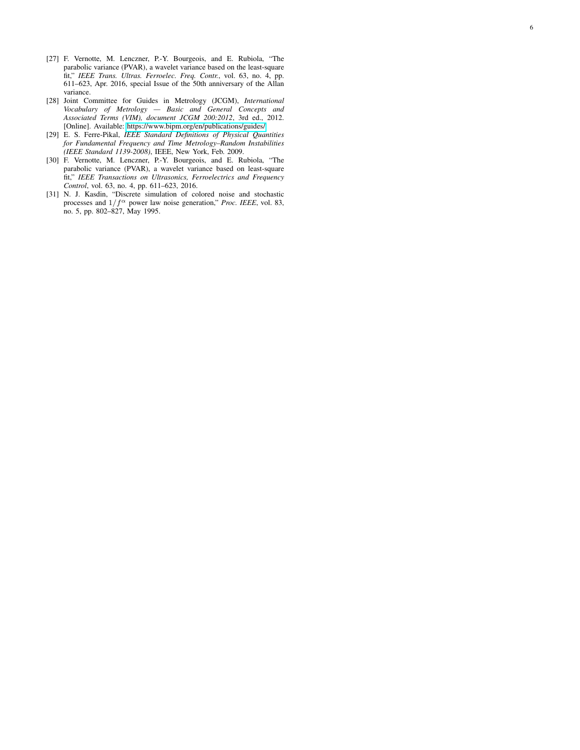[27] F. Vernotte, M. Lenczner, P.-Y. Bourgeois, and E. Rubiola, "The parabolic variance (PVAR), a wavelet variance based on the least-square fit," *IEEE Trans. Ultras. Ferroelec. Freq. Contr.*, vol. 63, no. 4, pp. 611–623, Apr. 2016, special Issue of the 50th anniversary of the Allan variance.

[28] Joint Committee for Guides in Metrology (JCGM), *International Vocabulary of Metrology — Basic and General Concepts and Associated Terms (VIM), document JCGM 200:2012*, 3rd ed., 2012. [Online]. Available: https://www.bipm.org/en/publications/guides/

[29] E. S. Ferre-Pikal, *IEEE Standard Definitions of Physical Quantities for Fundamental Frequency and Time Metrology–Random Instabilities (IEEE Standard 1139-2008)*, IEEE, New York, Feb. 2009.

[30] F. Vernotte, M. Lenczner, P.-Y. Bourgeois, and E. Rubiola, "The parabolic variance (PVAR), a wavelet variance based on least-square fit," *IEEE Transactions on Ultrasonics, Ferroelectrics and Frequency Control*, vol. 63, no. 4, pp. 611–623, 2016.

[31] N. J. Kasdin, "Discrete simulation of colored noise and stochastic processes and $1/f^{\alpha}$ power law noise generation," *Proc. IEEE*, vol. 83, no. 5, pp. 802–827, May 1995.